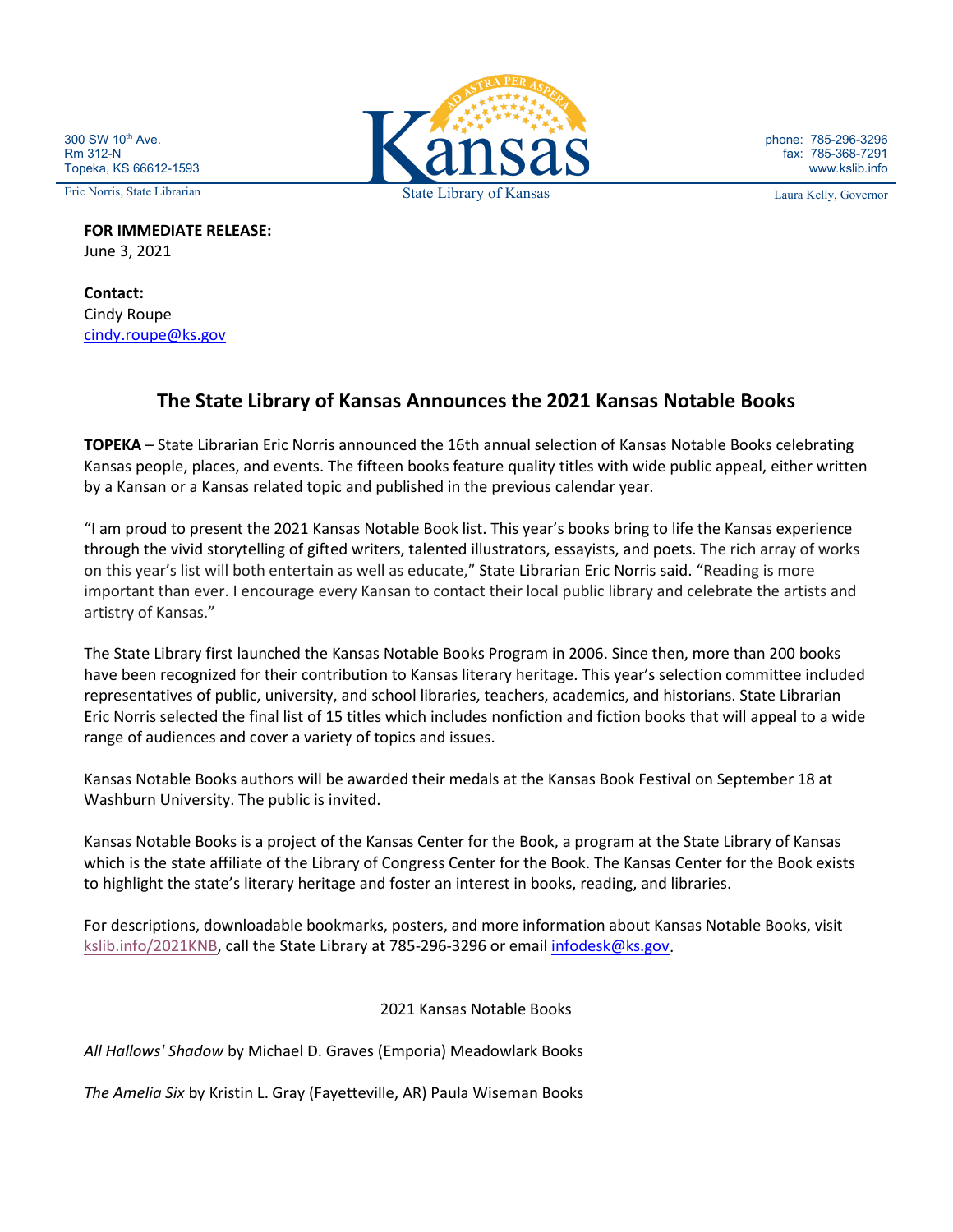300 SW 10th Ave.
Rm 312-N
Topeka, KS 66612-1593

Eric Norris, State Librarian

Kansas

State Library of Kansas

phone: 785-296-3296
fax: 785-368-7291
www.kslib.info

Laura Kelly, Governor

**FOR IMMEDIATE RELEASE:**
June 3, 2021

**Contact:**
Cindy Roupe
cindy.roupe@ks.gov

## The State Library of Kansas Announces the 2021 Kansas Notable Books

**TOPEKA** – State Librarian Eric Norris announced the 16th annual selection of Kansas Notable Books celebrating Kansas people, places, and events. The fifteen books feature quality titles with wide public appeal, either written by a Kansan or a Kansas related topic and published in the previous calendar year.

"I am proud to present the 2021 Kansas Notable Book list. This year's books bring to life the Kansas experience through the vivid storytelling of gifted writers, talented illustrators, essayists, and poets. The rich array of works on this year's list will both entertain as well as educate," State Librarian Eric Norris said. "Reading is more important than ever. I encourage every Kansan to contact their local public library and celebrate the artists and artistry of Kansas."

The State Library first launched the Kansas Notable Books Program in 2006. Since then, more than 200 books have been recognized for their contribution to Kansas literary heritage. This year's selection committee included representatives of public, university, and school libraries, teachers, academics, and historians. State Librarian Eric Norris selected the final list of 15 titles which includes nonfiction and fiction books that will appeal to a wide range of audiences and cover a variety of topics and issues.

Kansas Notable Books authors will be awarded their medals at the Kansas Book Festival on September 18 at Washburn University. The public is invited.

Kansas Notable Books is a project of the Kansas Center for the Book, a program at the State Library of Kansas which is the state affiliate of the Library of Congress Center for the Book. The Kansas Center for the Book exists to highlight the state's literary heritage and foster an interest in books, reading, and libraries.

For descriptions, downloadable bookmarks, posters, and more information about Kansas Notable Books, visit kslib.info/2021KNB, call the State Library at 785-296-3296 or email infodesk@ks.gov.

2021 Kansas Notable Books

*All Hallows' Shadow* by Michael D. Graves (Emporia) Meadowlark Books

*The Amelia Six* by Kristin L. Gray (Fayetteville, AR) Paula Wiseman Books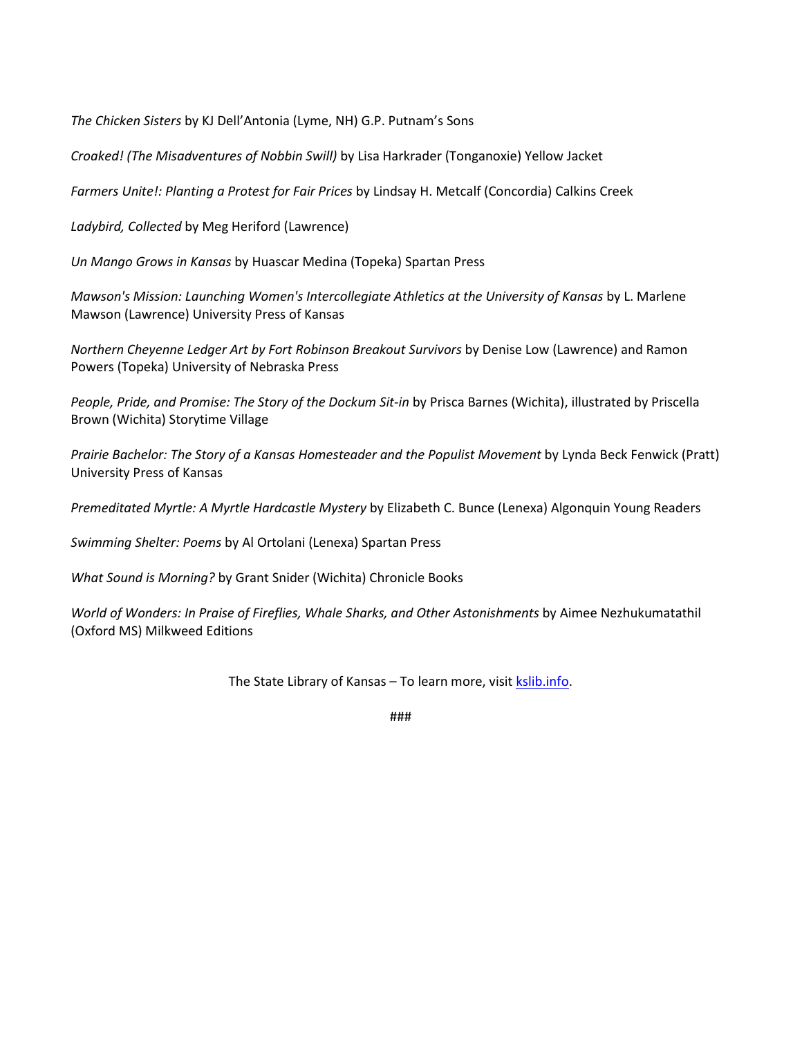*The Chicken Sisters* by KJ Dell'Antonia (Lyme, NH) G.P. Putnam's Sons

*Croaked! (The Misadventures of Nobbin Swill)* by Lisa Harkrader (Tonganoxie) Yellow Jacket

*Farmers Unite!: Planting a Protest for Fair Prices* by Lindsay H. Metcalf (Concordia) Calkins Creek

*Ladybird, Collected* by Meg Heriford (Lawrence)

*Un Mango Grows in Kansas* by Huascar Medina (Topeka) Spartan Press

*Mawson's Mission: Launching Women's Intercollegiate Athletics at the University of Kansas* by L. Marlene Mawson (Lawrence) University Press of Kansas

*Northern Cheyenne Ledger Art by Fort Robinson Breakout Survivors* by Denise Low (Lawrence) and Ramon Powers (Topeka) University of Nebraska Press

*People, Pride, and Promise: The Story of the Dockum Sit-in* by Prisca Barnes (Wichita), illustrated by Priscella Brown (Wichita) Storytime Village

*Prairie Bachelor: The Story of a Kansas Homesteader and the Populist Movement* by Lynda Beck Fenwick (Pratt) University Press of Kansas

*Premeditated Myrtle: A Myrtle Hardcastle Mystery* by Elizabeth C. Bunce (Lenexa) Algonquin Young Readers

*Swimming Shelter: Poems* by Al Ortolani (Lenexa) Spartan Press

*What Sound is Morning?* by Grant Snider (Wichita) Chronicle Books

*World of Wonders: In Praise of Fireflies, Whale Sharks, and Other Astonishments* by Aimee Nezhukumatathil (Oxford MS) Milkweed Editions

The State Library of Kansas – To learn more, visit [kslib.info](kslib.info).

###